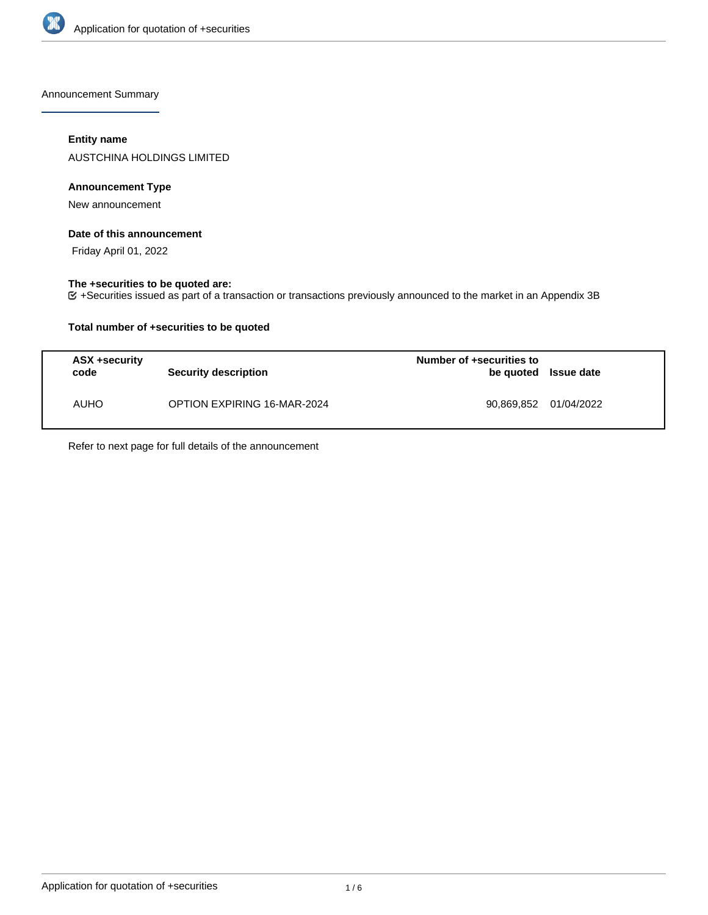Announcement Summary

### Entity name

AUSTCHINA HOLDINGS LIMITED

### Announcement Type

New announcement

### Date of this announcement

Friday April 01, 2022

### The +securities to be quoted are:

☑ +Securities issued as part of a transaction or transactions previously announced to the market in an Appendix 3B

### Total number of +securities to be quoted

| ASX +security code | Security description | Number of +securities to be quoted | Issue date |
|---|---|---|---|
| AUHO | OPTION EXPIRING 16-MAR-2024 | 90,869,852 | 01/04/2022 |

Refer to next page for full details of the announcement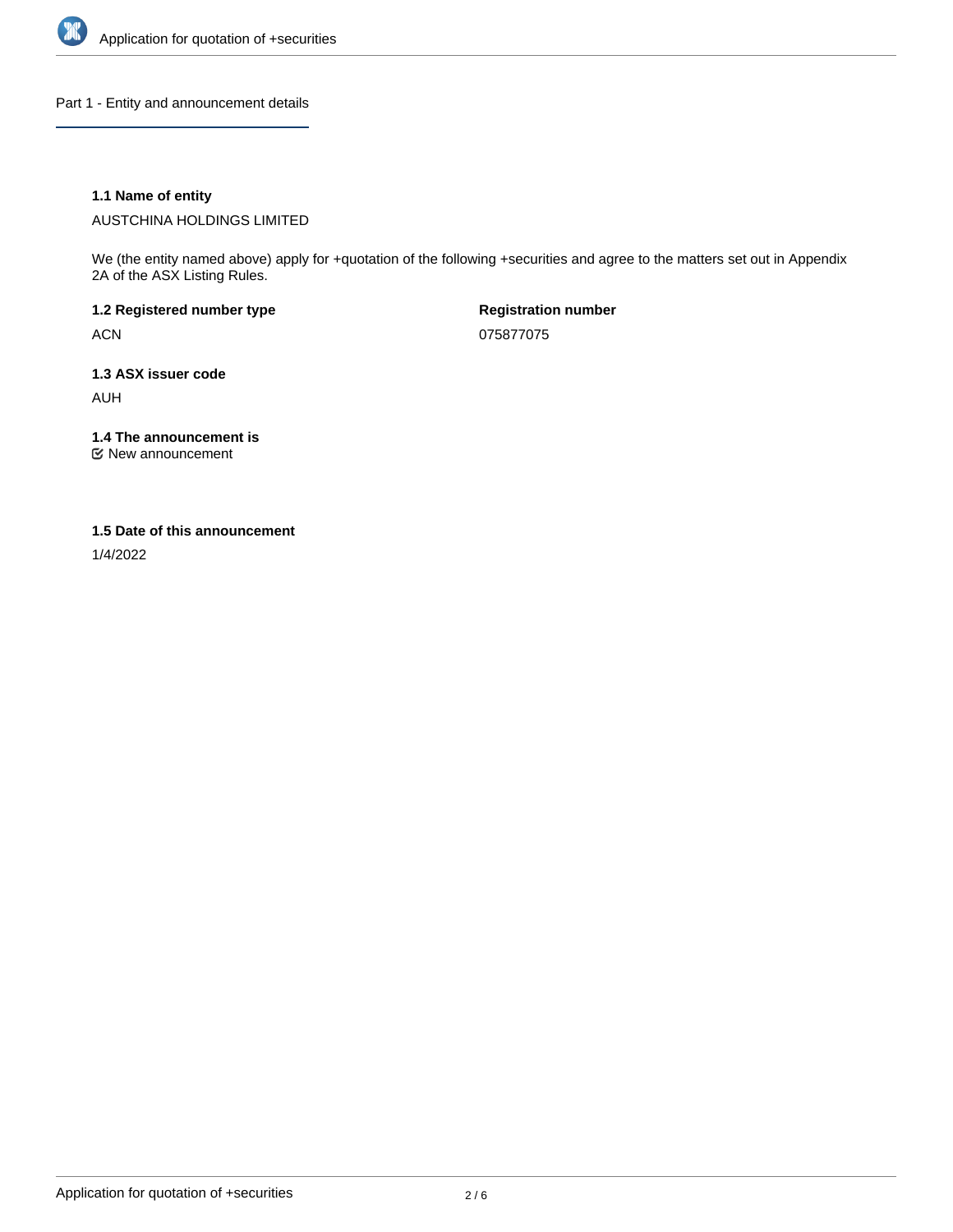## Part 1 - Entity and announcement details

**1.1 Name of entity**

AUSTCHINA HOLDINGS LIMITED

We (the entity named above) apply for +quotation of the following +securities and agree to the matters set out in Appendix 2A of the ASX Listing Rules.

**1.2 Registered number type**

ACN

**Registration number**

075877075

**1.3 ASX issuer code**

AUH

**1.4 The announcement is**

☑ New announcement

**1.5 Date of this announcement**

1/4/2022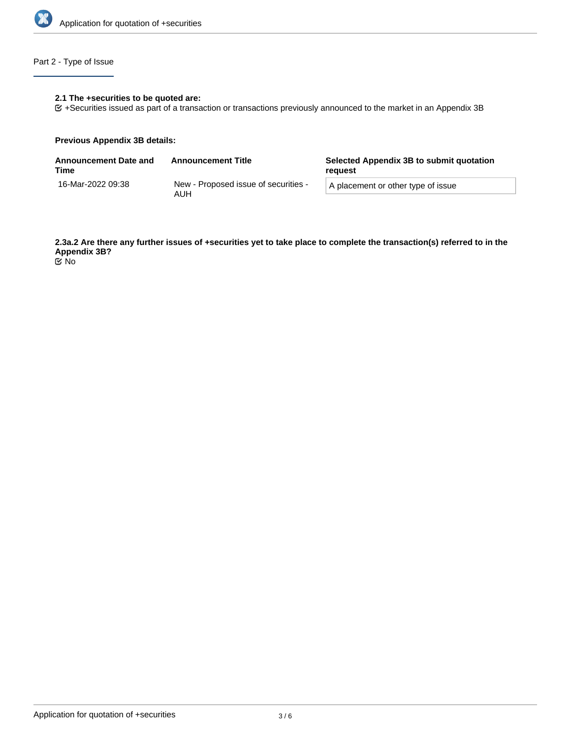## Part 2 - Type of Issue

**2.1 The +securities to be quoted are:**

☑ +Securities issued as part of a transaction or transactions previously announced to the market in an Appendix 3B

**Previous Appendix 3B details:**

| Announcement Date and Time | Announcement Title | Selected Appendix 3B to submit quotation request |
|---|---|---|
| 16-Mar-2022 09:38 | New - Proposed issue of securities - AUH | A placement or other type of issue |

**2.3a.2 Are there any further issues of +securities yet to take place to complete the transaction(s) referred to in the Appendix 3B?**

☑ No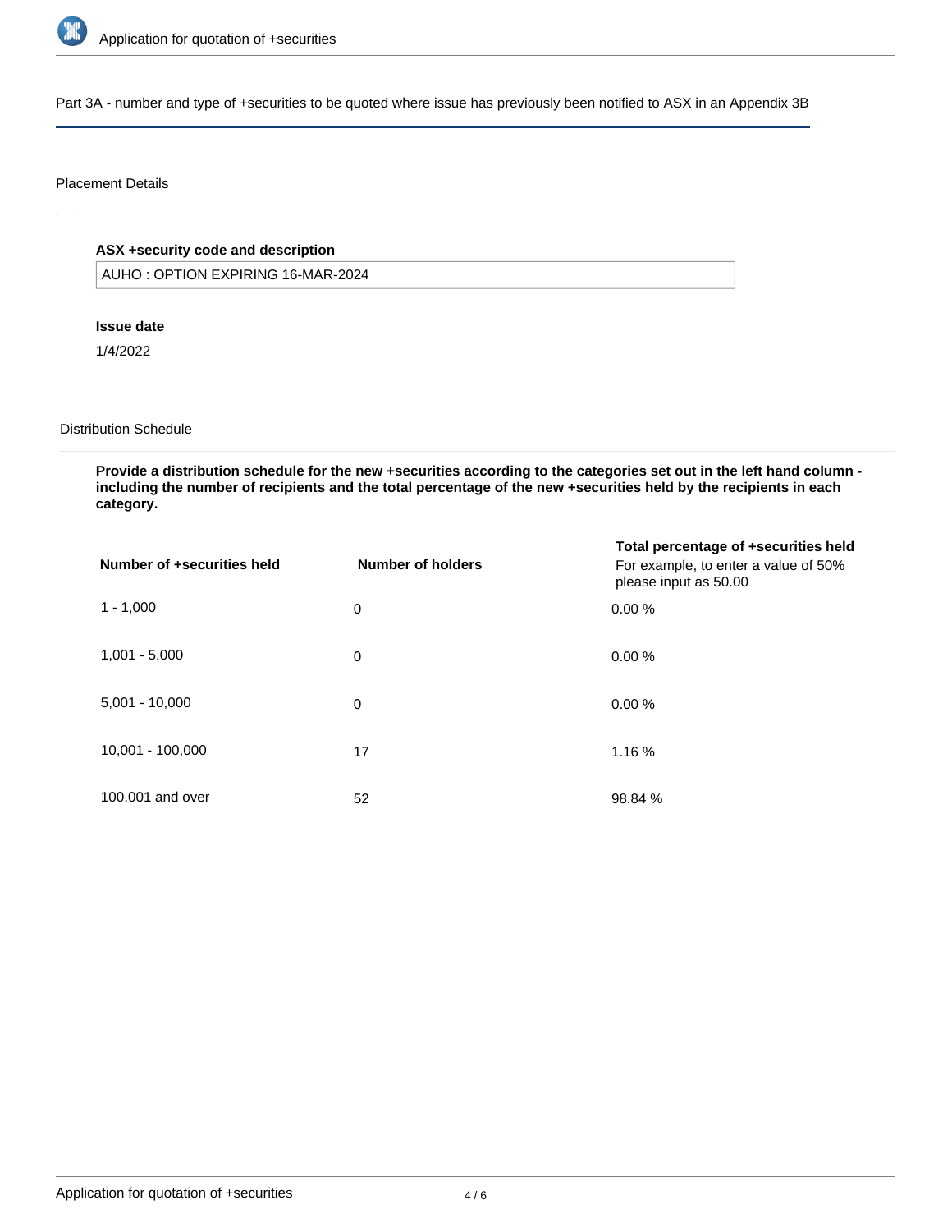## Part 3A - number and type of +securities to be quoted where issue has previously been notified to ASX in an Appendix 3B

### Placement Details

**ASX +security code and description**

AUHO : OPTION EXPIRING 16-MAR-2024

**Issue date**

1/4/2022

### Distribution Schedule

**Provide a distribution schedule for the new +securities according to the categories set out in the left hand column - including the number of recipients and the total percentage of the new +securities held by the recipients in each category.**

| Number of +securities held | Number of holders | Total percentage of +securities held<br>For example, to enter a value of 50% please input as 50.00 |
| --- | --- | --- |
| 1 - 1,000 | 0 | 0.00 % |
| 1,001 - 5,000 | 0 | 0.00 % |
| 5,001 - 10,000 | 0 | 0.00 % |
| 10,001 - 100,000 | 17 | 1.16 % |
| 100,001 and over | 52 | 98.84 % |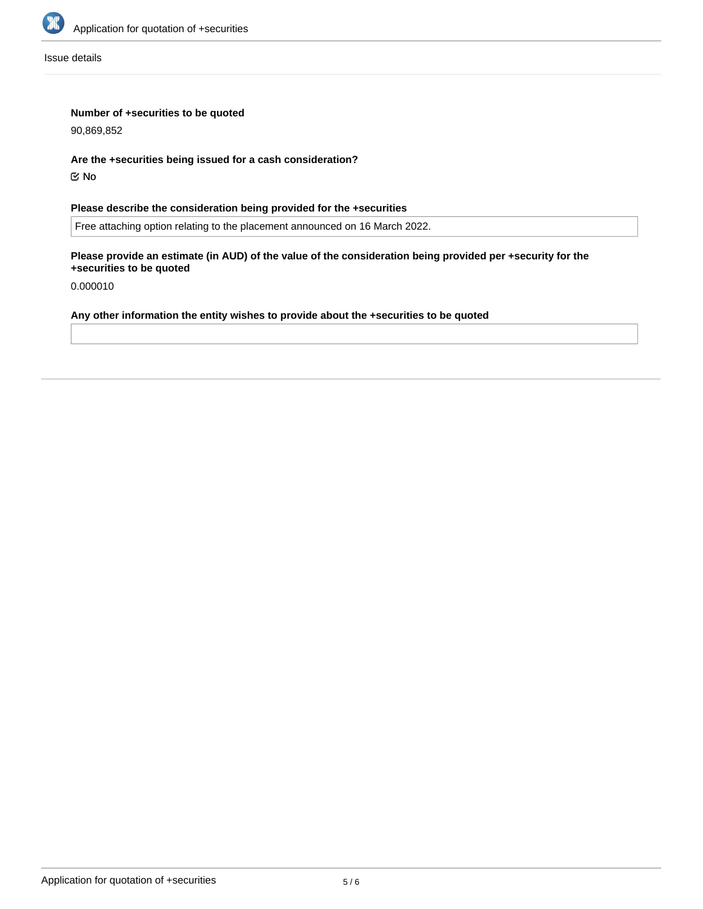Issue details

**Number of +securities to be quoted**

90,869,852

**Are the +securities being issued for a cash consideration?**

☑ No

**Please describe the consideration being provided for the +securities**

Free attaching option relating to the placement announced on 16 March 2022.

**Please provide an estimate (in AUD) of the value of the consideration being provided per +security for the +securities to be quoted**

0.000010

**Any other information the entity wishes to provide about the +securities to be quoted**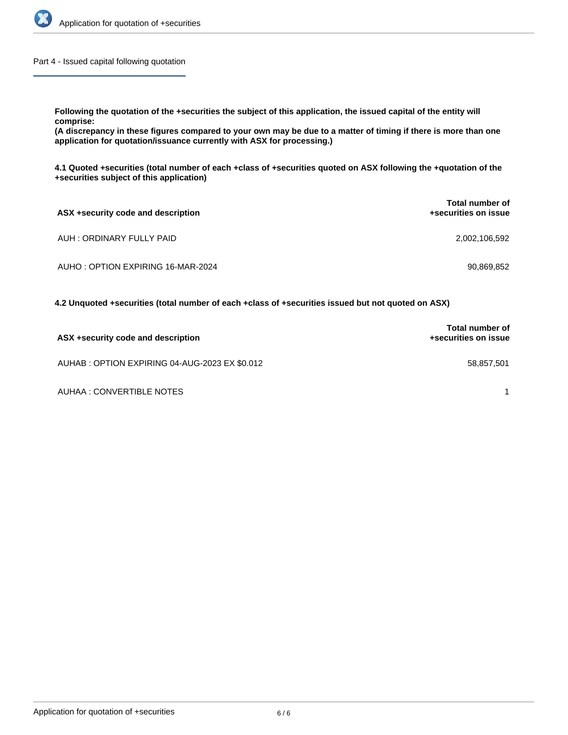## Part 4 - Issued capital following quotation

**Following the quotation of the +securities the subject of this application, the issued capital of the entity will comprise:**
**(A discrepancy in these figures compared to your own may be due to a matter of timing if there is more than one application for quotation/issuance currently with ASX for processing.)**

**4.1 Quoted +securities (total number of each +class of +securities quoted on ASX following the +quotation of the +securities subject of this application)**

| ASX +security code and description | Total number of +securities on issue |
|---|---|
| AUH : ORDINARY FULLY PAID | 2,002,106,592 |
| AUHO : OPTION EXPIRING 16-MAR-2024 | 90,869,852 |

**4.2 Unquoted +securities (total number of each +class of +securities issued but not quoted on ASX)**

| ASX +security code and description | Total number of +securities on issue |
|---|---|
| AUHAB : OPTION EXPIRING 04-AUG-2023 EX $0.012 | 58,857,501 |
| AUHAA : CONVERTIBLE NOTES | 1 |